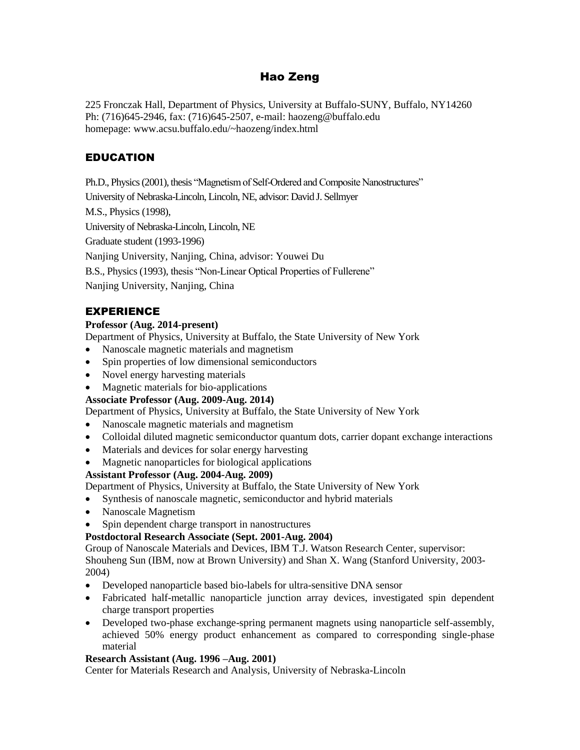# Hao Zeng

225 Fronczak Hall, Department of Physics, University at Buffalo-SUNY, Buffalo, NY14260
Ph: (716)645-2946, fax: (716)645-2507, e-mail: haozeng@buffalo.edu
homepage: www.acsu.buffalo.edu/~haozeng/index.html

## EDUCATION

Ph.D., Physics (2001), thesis "Magnetism of Self-Ordered and Composite Nanostructures"

University of Nebraska-Lincoln, Lincoln, NE, advisor: David J. Sellmyer

M.S., Physics (1998),

University of Nebraska-Lincoln, Lincoln, NE

Graduate student (1993-1996)

Nanjing University, Nanjing, China, advisor: Youwei Du

B.S., Physics (1993), thesis "Non-Linear Optical Properties of Fullerene"

Nanjing University, Nanjing, China

## EXPERIENCE

**Professor (Aug. 2014-present)**

Department of Physics, University at Buffalo, the State University of New York

- Nanoscale magnetic materials and magnetism
- Spin properties of low dimensional semiconductors
- Novel energy harvesting materials
- Magnetic materials for bio-applications

**Associate Professor (Aug. 2009-Aug. 2014)**

Department of Physics, University at Buffalo, the State University of New York

- Nanoscale magnetic materials and magnetism
- Colloidal diluted magnetic semiconductor quantum dots, carrier dopant exchange interactions
- Materials and devices for solar energy harvesting
- Magnetic nanoparticles for biological applications

**Assistant Professor (Aug. 2004-Aug. 2009)**

Department of Physics, University at Buffalo, the State University of New York

- Synthesis of nanoscale magnetic, semiconductor and hybrid materials
- Nanoscale Magnetism
- Spin dependent charge transport in nanostructures

**Postdoctoral Research Associate (Sept. 2001-Aug. 2004)**

Group of Nanoscale Materials and Devices, IBM T.J. Watson Research Center, supervisor: Shouheng Sun (IBM, now at Brown University) and Shan X. Wang (Stanford University, 2003-2004)

- Developed nanoparticle based bio-labels for ultra-sensitive DNA sensor
- Fabricated half-metallic nanoparticle junction array devices, investigated spin dependent charge transport properties
- Developed two-phase exchange-spring permanent magnets using nanoparticle self-assembly, achieved 50% energy product enhancement as compared to corresponding single-phase material

**Research Assistant (Aug. 1996 –Aug. 2001)**

Center for Materials Research and Analysis, University of Nebraska-Lincoln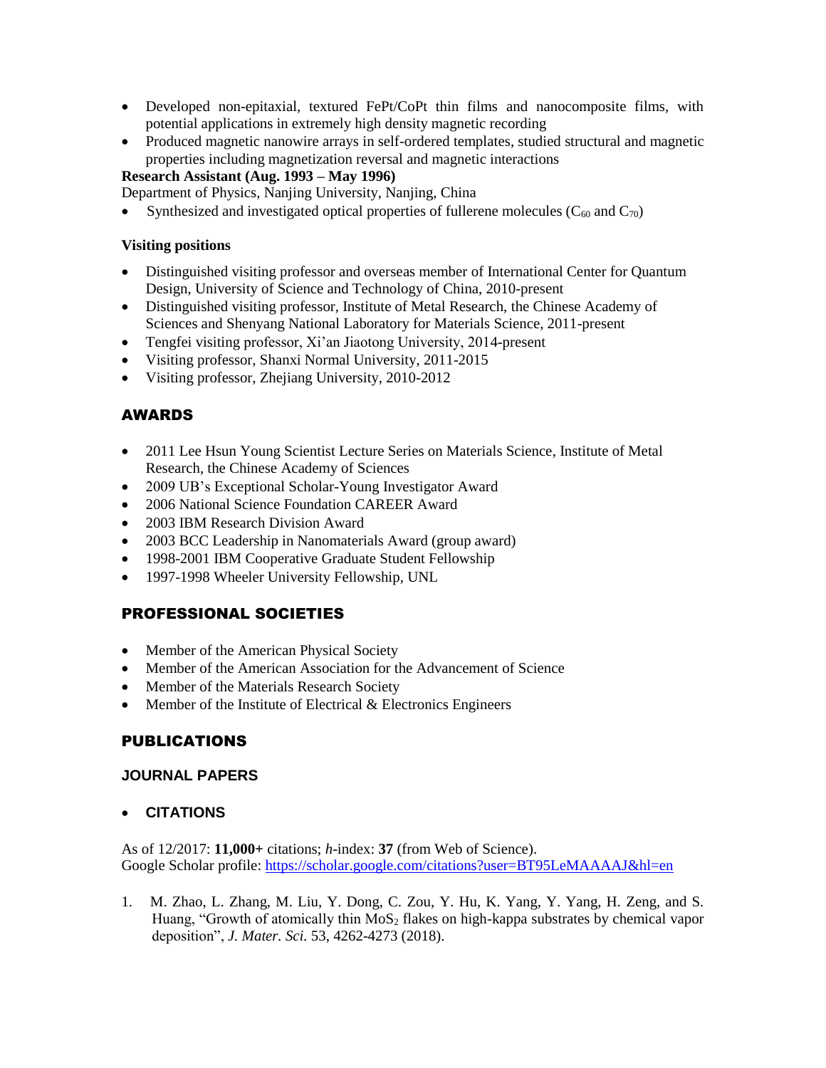- Developed non-epitaxial, textured FePt/CoPt thin films and nanocomposite films, with potential applications in extremely high density magnetic recording
- Produced magnetic nanowire arrays in self-ordered templates, studied structural and magnetic properties including magnetization reversal and magnetic interactions

**Research Assistant (Aug. 1993 – May 1996)**

Department of Physics, Nanjing University, Nanjing, China

- Synthesized and investigated optical properties of fullerene molecules ($C_{60}$ and $C_{70}$)

**Visiting positions**

- Distinguished visiting professor and overseas member of International Center for Quantum Design, University of Science and Technology of China, 2010-present
- Distinguished visiting professor, Institute of Metal Research, the Chinese Academy of Sciences and Shenyang National Laboratory for Materials Science, 2011-present
- Tengfei visiting professor, Xi'an Jiaotong University, 2014-present
- Visiting professor, Shanxi Normal University, 2011-2015
- Visiting professor, Zhejiang University, 2010-2012

## AWARDS

- 2011 Lee Hsun Young Scientist Lecture Series on Materials Science, Institute of Metal Research, the Chinese Academy of Sciences
- 2009 UB's Exceptional Scholar-Young Investigator Award
- 2006 National Science Foundation CAREER Award
- 2003 IBM Research Division Award
- 2003 BCC Leadership in Nanomaterials Award (group award)
- 1998-2001 IBM Cooperative Graduate Student Fellowship
- 1997-1998 Wheeler University Fellowship, UNL

## PROFESSIONAL SOCIETIES

- Member of the American Physical Society
- Member of the American Association for the Advancement of Science
- Member of the Materials Research Society
- Member of the Institute of Electrical & Electronics Engineers

## PUBLICATIONS

### JOURNAL PAPERS

- **CITATIONS**

As of 12/2017: **11,000+** citations; *h*-index: **37** (from Web of Science).
Google Scholar profile: https://scholar.google.com/citations?user=BT95LeMAAAAJ&hl=en

1. M. Zhao, L. Zhang, M. Liu, Y. Dong, C. Zou, Y. Hu, K. Yang, Y. Yang, H. Zeng, and S. Huang, "Growth of atomically thin $MoS_2$ flakes on high-kappa substrates by chemical vapor deposition", *J. Mater. Sci.* 53, 4262-4273 (2018).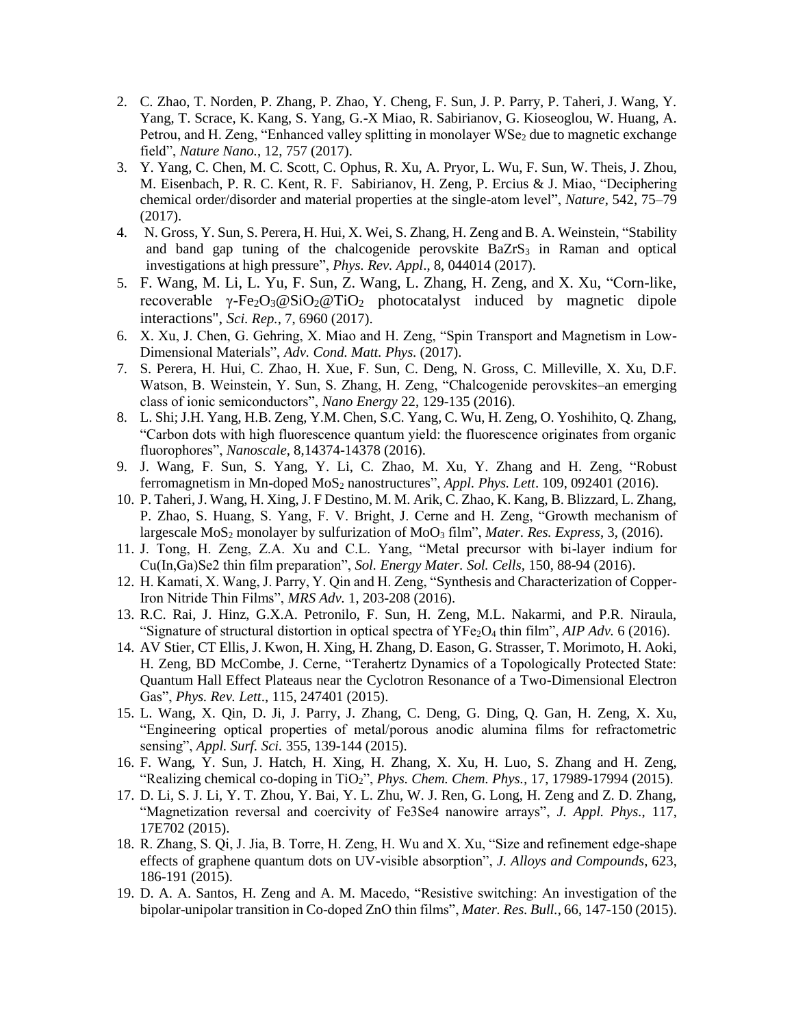2. C. Zhao, T. Norden, P. Zhang, P. Zhao, Y. Cheng, F. Sun, J. P. Parry, P. Taheri, J. Wang, Y. Yang, T. Scrace, K. Kang, S. Yang, G.-X Miao, R. Sabirianov, G. Kioseoglou, W. Huang, A. Petrou, and H. Zeng, "Enhanced valley splitting in monolayer $WSe_2$ due to magnetic exchange field", *Nature Nano.*, 12, 757 (2017).
3. Y. Yang, C. Chen, M. C. Scott, C. Ophus, R. Xu, A. Pryor, L. Wu, F. Sun, W. Theis, J. Zhou, M. Eisenbach, P. R. C. Kent, R. F. Sabirianov, H. Zeng, P. Ercius & J. Miao, "Deciphering chemical order/disorder and material properties at the single-atom level", *Nature*, 542, 75–79 (2017).
4. N. Gross, Y. Sun, S. Perera, H. Hui, X. Wei, S. Zhang, H. Zeng and B. A. Weinstein, "Stability and band gap tuning of the chalcogenide perovskite $BaZrS_3$ in Raman and optical investigations at high pressure", *Phys. Rev. Appl*., 8, 044014 (2017).
5. F. Wang, M. Li, L. Yu, F. Sun, Z. Wang, L. Zhang, H. Zeng, and X. Xu, "Corn-like, recoverable $\gamma$-$Fe_2O_3$@$SiO_2$@$TiO_2$ photocatalyst induced by magnetic dipole interactions", *Sci. Rep.*, 7, 6960 (2017).
6. X. Xu, J. Chen, G. Gehring, X. Miao and H. Zeng, "Spin Transport and Magnetism in Low-Dimensional Materials", *Adv. Cond. Matt. Phys.* (2017).
7. S. Perera, H. Hui, C. Zhao, H. Xue, F. Sun, C. Deng, N. Gross, C. Milleville, X. Xu, D.F. Watson, B. Weinstein, Y. Sun, S. Zhang, H. Zeng, "Chalcogenide perovskites–an emerging class of ionic semiconductors", *Nano Energy* 22, 129-135 (2016).
8. L. Shi; J.H. Yang, H.B. Zeng, Y.M. Chen, S.C. Yang, C. Wu, H. Zeng, O. Yoshihito, Q. Zhang, "Carbon dots with high fluorescence quantum yield: the fluorescence originates from organic fluorophores", *Nanoscale*, 8,14374-14378 (2016).
9. J. Wang, F. Sun, S. Yang, Y. Li, C. Zhao, M. Xu, Y. Zhang and H. Zeng, "Robust ferromagnetism in Mn-doped $MoS_2$ nanostructures", *Appl. Phys. Lett*. 109, 092401 (2016).
10. P. Taheri, J. Wang, H. Xing, J. F Destino, M. M. Arik, C. Zhao, K. Kang, B. Blizzard, L. Zhang, P. Zhao, S. Huang, S. Yang, F. V. Bright, J. Cerne and H. Zeng, "Growth mechanism of largescale $MoS_2$ monolayer by sulfurization of $MoO_3$ film", *Mater. Res. Express*, 3, (2016).
11. J. Tong, H. Zeng, Z.A. Xu and C.L. Yang, "Metal precursor with bi-layer indium for Cu(In,Ga)Se2 thin film preparation", *Sol. Energy Mater. Sol. Cells,* 150, 88-94 (2016).
12. H. Kamati, X. Wang, J. Parry, Y. Qin and H. Zeng, "Synthesis and Characterization of Copper-Iron Nitride Thin Films", *MRS Adv.* 1, 203-208 (2016).
13. R.C. Rai, J. Hinz, G.X.A. Petronilo, F. Sun, H. Zeng, M.L. Nakarmi, and P.R. Niraula, "Signature of structural distortion in optical spectra of $YFe_2O_4$ thin film", *AIP Adv.* 6 (2016).
14. AV Stier, CT Ellis, J. Kwon, H. Xing, H. Zhang, D. Eason, G. Strasser, T. Morimoto, H. Aoki, H. Zeng, BD McCombe, J. Cerne, "Terahertz Dynamics of a Topologically Protected State: Quantum Hall Effect Plateaus near the Cyclotron Resonance of a Two-Dimensional Electron Gas", *Phys. Rev. Lett*., 115, 247401 (2015).
15. L. Wang, X. Qin, D. Ji, J. Parry, J. Zhang, C. Deng, G. Ding, Q. Gan, H. Zeng, X. Xu, "Engineering optical properties of metal/porous anodic alumina films for refractometric sensing", *Appl. Surf. Sci.* 355, 139-144 (2015).
16. F. Wang, Y. Sun, J. Hatch, H. Xing, H. Zhang, X. Xu, H. Luo, S. Zhang and H. Zeng, "Realizing chemical co-doping in $TiO_2$", *Phys. Chem. Chem. Phys.,* 17, 17989-17994 (2015).
17. D. Li, S. J. Li, Y. T. Zhou, Y. Bai, Y. L. Zhu, W. J. Ren, G. Long, H. Zeng and Z. D. Zhang, "Magnetization reversal and coercivity of Fe3Se4 nanowire arrays", *J. Appl. Phys.*, 117, 17E702 (2015).
18. R. Zhang, S. Qi, J. Jia, B. Torre, H. Zeng, H. Wu and X. Xu, "Size and refinement edge-shape effects of graphene quantum dots on UV-visible absorption", *J. Alloys and Compounds*, 623, 186-191 (2015).
19. D. A. A. Santos, H. Zeng and A. M. Macedo, "Resistive switching: An investigation of the bipolar-unipolar transition in Co-doped ZnO thin films", *Mater. Res. Bull.*, 66, 147-150 (2015).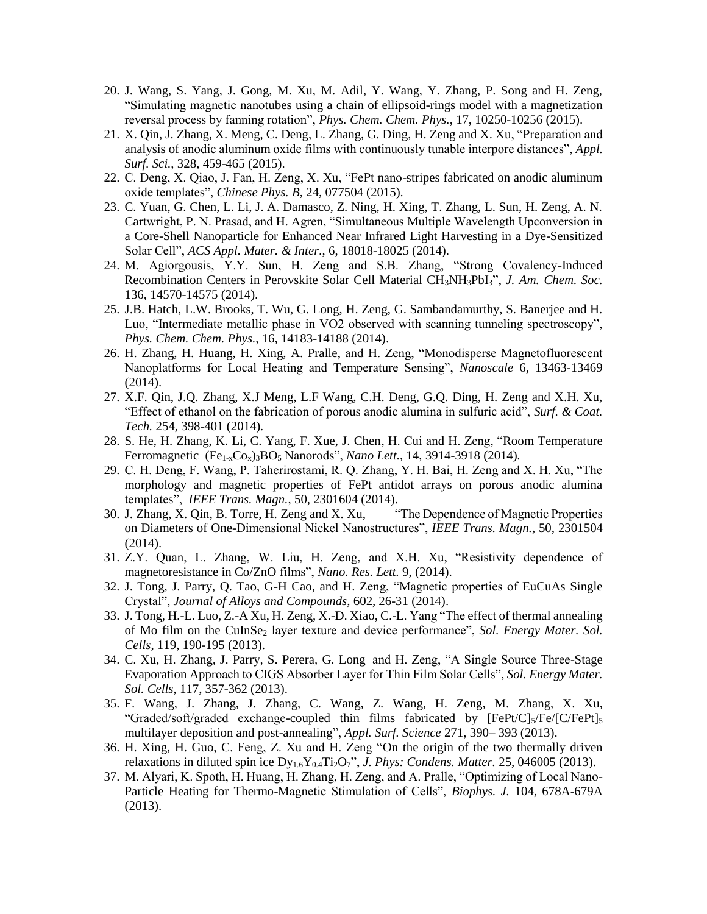20. J. Wang, S. Yang, J. Gong, M. Xu, M. Adil, Y. Wang, Y. Zhang, P. Song and H. Zeng, "Simulating magnetic nanotubes using a chain of ellipsoid-rings model with a magnetization reversal process by fanning rotation", *Phys. Chem. Chem. Phys.*, 17, 10250-10256 (2015).
21. X. Qin, J. Zhang, X. Meng, C. Deng, L. Zhang, G. Ding, H. Zeng and X. Xu, "Preparation and analysis of anodic aluminum oxide films with continuously tunable interpore distances", *Appl. Surf. Sci.*, 328, 459-465 (2015).
22. C. Deng, X. Qiao, J. Fan, H. Zeng, X. Xu, "FePt nano-stripes fabricated on anodic aluminum oxide templates", *Chinese Phys. B*, 24, 077504 (2015).
23. C. Yuan, G. Chen, L. Li, J. A. Damasco, Z. Ning, H. Xing, T. Zhang, L. Sun, H. Zeng, A. N. Cartwright, P. N. Prasad, and H. Agren, "Simultaneous Multiple Wavelength Upconversion in a Core-Shell Nanoparticle for Enhanced Near Infrared Light Harvesting in a Dye-Sensitized Solar Cell", *ACS Appl. Mater. & Inter.*, 6, 18018-18025 (2014).
24. M. Agiorgousis, Y.Y. Sun, H. Zeng and S.B. Zhang, "Strong Covalency-Induced Recombination Centers in Perovskite Solar Cell Material $CH_3NH_3PbI_3$", *J. Am. Chem. Soc.* 136, 14570-14575 (2014).
25. J.B. Hatch, L.W. Brooks, T. Wu, G. Long, H. Zeng, G. Sambandamurthy, S. Banerjee and H. Luo, "Intermediate metallic phase in VO2 observed with scanning tunneling spectroscopy", *Phys. Chem. Chem. Phys.*, 16, 14183-14188 (2014).
26. H. Zhang, H. Huang, H. Xing, A. Pralle, and H. Zeng, "Monodisperse Magnetofluorescent Nanoplatforms for Local Heating and Temperature Sensing", *Nanoscale* 6, 13463-13469 (2014).
27. X.F. Qin, J.Q. Zhang, X.J Meng, L.F Wang, C.H. Deng, G.Q. Ding, H. Zeng and X.H. Xu, "Effect of ethanol on the fabrication of porous anodic alumina in sulfuric acid", *Surf. & Coat. Tech.* 254, 398-401 (2014).
28. S. He, H. Zhang, K. Li, C. Yang, F. Xue, J. Chen, H. Cui and H. Zeng, "Room Temperature Ferromagnetic $(Fe_{1-x}Co_x)_3BO_5$ Nanorods", *Nano Lett.*, 14, 3914-3918 (2014).
29. C. H. Deng, F. Wang, P. Taherirostami, R. Q. Zhang, Y. H. Bai, H. Zeng and X. H. Xu, "The morphology and magnetic properties of FePt antidot arrays on porous anodic alumina templates", *IEEE Trans. Magn.*, 50, 2301604 (2014).
30. J. Zhang, X. Qin, B. Torre, H. Zeng and X. Xu, "The Dependence of Magnetic Properties on Diameters of One-Dimensional Nickel Nanostructures", *IEEE Trans. Magn.*, 50, 2301504 (2014).
31. Z.Y. Quan, L. Zhang, W. Liu, H. Zeng, and X.H. Xu, "Resistivity dependence of magnetoresistance in Co/ZnO films", *Nano. Res. Lett.* 9, (2014).
32. J. Tong, J. Parry, Q. Tao, G-H Cao, and H. Zeng, "Magnetic properties of EuCuAs Single Crystal", *Journal of Alloys and Compounds*, 602, 26-31 (2014).
33. J. Tong, H.-L. Luo, Z.-A Xu, H. Zeng, X.-D. Xiao, C.-L. Yang "The effect of thermal annealing of Mo film on the $CuInSe_2$ layer texture and device performance", *Sol. Energy Mater. Sol. Cells*, 119, 190-195 (2013).
34. C. Xu, H. Zhang, J. Parry, S. Perera, G. Long and H. Zeng, "A Single Source Three-Stage Evaporation Approach to CIGS Absorber Layer for Thin Film Solar Cells", *Sol. Energy Mater. Sol. Cells*, 117, 357-362 (2013).
35. F. Wang, J. Zhang, J. Zhang, C. Wang, Z. Wang, H. Zeng, M. Zhang, X. Xu, "Graded/soft/graded exchange-coupled thin films fabricated by $[FePt/C]_5/Fe/[C/FePt]_5$ multilayer deposition and post-annealing", *Appl. Surf. Science* 271, 390– 393 (2013).
36. H. Xing, H. Guo, C. Feng, Z. Xu and H. Zeng "On the origin of the two thermally driven relaxations in diluted spin ice $Dy_{1.6}Y_{0.4}Ti_2O_7$", *J. Phys: Condens. Matter.* 25, 046005 (2013).
37. M. Alyari, K. Spoth, H. Huang, H. Zhang, H. Zeng, and A. Pralle, "Optimizing of Local Nano-Particle Heating for Thermo-Magnetic Stimulation of Cells", *Biophys. J.* 104, 678A-679A (2013).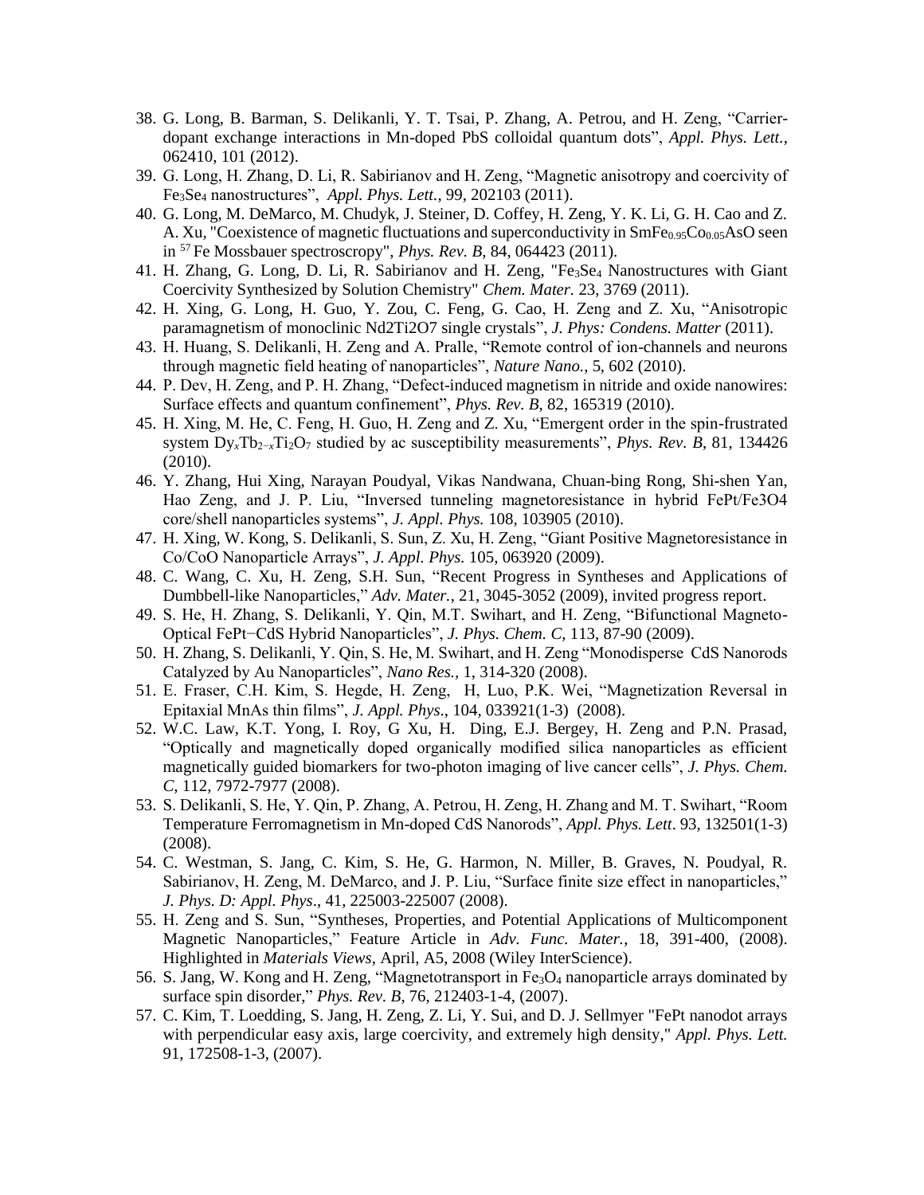38. G. Long, B. Barman, S. Delikanli, Y. T. Tsai, P. Zhang, A. Petrou, and H. Zeng, "Carrier-dopant exchange interactions in Mn-doped PbS colloidal quantum dots", *Appl. Phys. Lett.*, 062410, 101 (2012).
39. G. Long, H. Zhang, D. Li, R. Sabirianov and H. Zeng, "Magnetic anisotropy and coercivity of $Fe_3Se_4$ nanostructures", *Appl. Phys. Lett.*, 99, 202103 (2011).
40. G. Long, M. DeMarco, M. Chudyk, J. Steiner, D. Coffey, H. Zeng, Y. K. Li, G. H. Cao and Z. A. Xu, "Coexistence of magnetic fluctuations and superconductivity in $SmFe_{0.95}Co_{0.05}AsO$ seen in $^{57}$Fe Mossbauer spectroscropy", *Phys. Rev. B*, 84, 064423 (2011).
41. H. Zhang, G. Long, D. Li, R. Sabirianov and H. Zeng, "$Fe_3Se_4$ Nanostructures with Giant Coercivity Synthesized by Solution Chemistry" *Chem. Mater.* 23, 3769 (2011).
42. H. Xing, G. Long, H. Guo, Y. Zou, C. Feng, G. Cao, H. Zeng and Z. Xu, "Anisotropic paramagnetism of monoclinic Nd2Ti2O7 single crystals", *J. Phys: Condens. Matter* (2011).
43. H. Huang, S. Delikanli, H. Zeng and A. Pralle, "Remote control of ion-channels and neurons through magnetic field heating of nanoparticles", *Nature Nano.*, 5, 602 (2010).
44. P. Dev, H. Zeng, and P. H. Zhang, "Defect-induced magnetism in nitride and oxide nanowires: Surface effects and quantum confinement", *Phys. Rev. B*, 82, 165319 (2010).
45. H. Xing, M. He, C. Feng, H. Guo, H. Zeng and Z. Xu, "Emergent order in the spin-frustrated system $Dy_xTb_{2-x}Ti_2O_7$ studied by ac susceptibility measurements", *Phys. Rev. B*, 81, 134426 (2010).
46. Y. Zhang, Hui Xing, Narayan Poudyal, Vikas Nandwana, Chuan-bing Rong, Shi-shen Yan, Hao Zeng, and J. P. Liu, "Inversed tunneling magnetoresistance in hybrid FePt/Fe3O4 core/shell nanoparticles systems", *J. Appl. Phys.* 108, 103905 (2010).
47. H. Xing, W. Kong, S. Delikanli, S. Sun, Z. Xu, H. Zeng, "Giant Positive Magnetoresistance in Co/CoO Nanoparticle Arrays", *J. Appl. Phys.* 105, 063920 (2009).
48. C. Wang, C. Xu, H. Zeng, S.H. Sun, "Recent Progress in Syntheses and Applications of Dumbbell-like Nanoparticles," *Adv. Mater.*, 21, 3045-3052 (2009), invited progress report.
49. S. He, H. Zhang, S. Delikanli, Y. Qin, M.T. Swihart, and H. Zeng, "Bifunctional Magneto-Optical FePt−CdS Hybrid Nanoparticles", *J. Phys. Chem. C*, 113, 87-90 (2009).
50. H. Zhang, S. Delikanli, Y. Qin, S. He, M. Swihart, and H. Zeng "Monodisperse CdS Nanorods Catalyzed by Au Nanoparticles", *Nano Res.*, 1, 314-320 (2008).
51. E. Fraser, C.H. Kim, S. Hegde, H. Zeng, H, Luo, P.K. Wei, "Magnetization Reversal in Epitaxial MnAs thin films", *J. Appl. Phys*., 104, 033921(1-3) (2008).
52. W.C. Law, K.T. Yong, I. Roy, G Xu, H. Ding, E.J. Bergey, H. Zeng and P.N. Prasad, "Optically and magnetically doped organically modified silica nanoparticles as efficient magnetically guided biomarkers for two-photon imaging of live cancer cells", *J. Phys. Chem. C*, 112, 7972-7977 (2008).
53. S. Delikanli, S. He, Y. Qin, P. Zhang, A. Petrou, H. Zeng, H. Zhang and M. T. Swihart, "Room Temperature Ferromagnetism in Mn-doped CdS Nanorods", *Appl. Phys. Lett*. 93, 132501(1-3) (2008).
54. C. Westman, S. Jang, C. Kim, S. He, G. Harmon, N. Miller, B. Graves, N. Poudyal, R. Sabirianov, H. Zeng, M. DeMarco, and J. P. Liu, "Surface finite size effect in nanoparticles," *J. Phys. D: Appl. Phys*., 41, 225003-225007 (2008).
55. H. Zeng and S. Sun, "Syntheses, Properties, and Potential Applications of Multicomponent Magnetic Nanoparticles," Feature Article in *Adv. Func. Mater.*, 18, 391-400, (2008). Highlighted in *Materials Views*, April, A5, 2008 (Wiley InterScience).
56. S. Jang, W. Kong and H. Zeng, "Magnetotransport in $Fe_3O_4$ nanoparticle arrays dominated by surface spin disorder," *Phys. Rev. B*, 76, 212403-1-4, (2007).
57. C. Kim, T. Loedding, S. Jang, H. Zeng, Z. Li, Y. Sui, and D. J. Sellmyer "FePt nanodot arrays with perpendicular easy axis, large coercivity, and extremely high density," *Appl. Phys. Lett.* 91, 172508-1-3, (2007).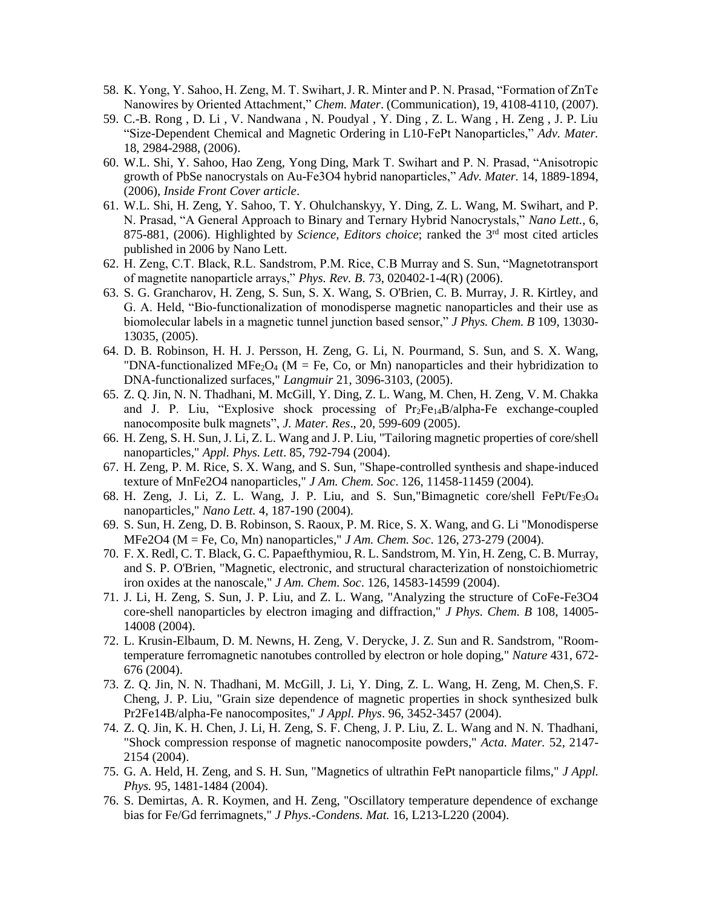58. K. Yong, Y. Sahoo, H. Zeng, M. T. Swihart, J. R. Minter and P. N. Prasad, "Formation of ZnTe Nanowires by Oriented Attachment," *Chem. Mater*. (Communication), 19, 4108-4110, (2007).
59. C.-B. Rong , D. Li , V. Nandwana , N. Poudyal , Y. Ding , Z. L. Wang , H. Zeng , J. P. Liu "Size-Dependent Chemical and Magnetic Ordering in L10-FePt Nanoparticles," *Adv. Mater.* 18, 2984-2988, (2006).
60. W.L. Shi, Y. Sahoo, Hao Zeng, Yong Ding, Mark T. Swihart and P. N. Prasad, "Anisotropic growth of PbSe nanocrystals on Au-Fe3O4 hybrid nanoparticles," *Adv. Mater.* 14, 1889-1894, (2006), *Inside Front Cover article*.
61. W.L. Shi, H. Zeng, Y. Sahoo, T. Y. Ohulchanskyy, Y. Ding, Z. L. Wang, M. Swihart, and P. N. Prasad, "A General Approach to Binary and Ternary Hybrid Nanocrystals," *Nano Lett.*, 6, 875-881, (2006). Highlighted by *Science*, *Editors choice*; ranked the 3rd most cited articles published in 2006 by Nano Lett.
62. H. Zeng, C.T. Black, R.L. Sandstrom, P.M. Rice, C.B Murray and S. Sun, "Magnetotransport of magnetite nanoparticle arrays," *Phys. Rev. B*. 73, 020402-1-4(R) (2006).
63. S. G. Grancharov, H. Zeng, S. Sun, S. X. Wang, S. O'Brien, C. B. Murray, J. R. Kirtley, and G. A. Held, "Bio-functionalization of monodisperse magnetic nanoparticles and their use as biomolecular labels in a magnetic tunnel junction based sensor," *J Phys. Chem. B* 109, 13030-13035, (2005).
64. D. B. Robinson, H. H. J. Persson, H. Zeng, G. Li, N. Pourmand, S. Sun, and S. X. Wang, "DNA-functionalized $MFe_2O_4$ (M = Fe, Co, or Mn) nanoparticles and their hybridization to DNA-functionalized surfaces," *Langmuir* 21, 3096-3103, (2005).
65. Z. Q. Jin, N. N. Thadhani, M. McGill, Y. Ding, Z. L. Wang, M. Chen, H. Zeng, V. M. Chakka and J. P. Liu, "Explosive shock processing of $Pr_2Fe_{14}B$/alpha-Fe exchange-coupled nanocomposite bulk magnets", *J. Mater. Res*., 20, 599-609 (2005).
66. H. Zeng, S. H. Sun, J. Li, Z. L. Wang and J. P. Liu, "Tailoring magnetic properties of core/shell nanoparticles," *Appl. Phys. Lett*. 85, 792-794 (2004).
67. H. Zeng, P. M. Rice, S. X. Wang, and S. Sun, "Shape-controlled synthesis and shape-induced texture of MnFe2O4 nanoparticles," *J Am. Chem. Soc*. 126, 11458-11459 (2004).
68. H. Zeng, J. Li, Z. L. Wang, J. P. Liu, and S. Sun,"Bimagnetic core/shell FePt/$Fe_3O_4$ nanoparticles," *Nano Lett.* 4, 187-190 (2004).
69. S. Sun, H. Zeng, D. B. Robinson, S. Raoux, P. M. Rice, S. X. Wang, and G. Li "Monodisperse MFe2O4 (M = Fe, Co, Mn) nanoparticles," *J Am. Chem. Soc*. 126, 273-279 (2004).
70. F. X. Redl, C. T. Black, G. C. Papaefthymiou, R. L. Sandstrom, M. Yin, H. Zeng, C. B. Murray, and S. P. O'Brien, "Magnetic, electronic, and structural characterization of nonstoichiometric iron oxides at the nanoscale," *J Am. Chem. Soc*. 126, 14583-14599 (2004).
71. J. Li, H. Zeng, S. Sun, J. P. Liu, and Z. L. Wang, "Analyzing the structure of CoFe-Fe3O4 core-shell nanoparticles by electron imaging and diffraction," *J Phys. Chem. B* 108, 14005-14008 (2004).
72. L. Krusin-Elbaum, D. M. Newns, H. Zeng, V. Derycke, J. Z. Sun and R. Sandstrom, "Room-temperature ferromagnetic nanotubes controlled by electron or hole doping," *Nature* 431, 672-676 (2004).
73. Z. Q. Jin, N. N. Thadhani, M. McGill, J. Li, Y. Ding, Z. L. Wang, H. Zeng, M. Chen,S. F. Cheng, J. P. Liu, "Grain size dependence of magnetic properties in shock synthesized bulk Pr2Fe14B/alpha-Fe nanocomposites," *J Appl. Phys*. 96, 3452-3457 (2004).
74. Z. Q. Jin, K. H. Chen, J. Li, H. Zeng, S. F. Cheng, J. P. Liu, Z. L. Wang and N. N. Thadhani, "Shock compression response of magnetic nanocomposite powders," *Acta. Mater.* 52, 2147-2154 (2004).
75. G. A. Held, H. Zeng, and S. H. Sun, "Magnetics of ultrathin FePt nanoparticle films," *J Appl. Phys.* 95, 1481-1484 (2004).
76. S. Demirtas, A. R. Koymen, and H. Zeng, "Oscillatory temperature dependence of exchange bias for Fe/Gd ferrimagnets," *J Phys.-Condens. Mat.* 16, L213-L220 (2004).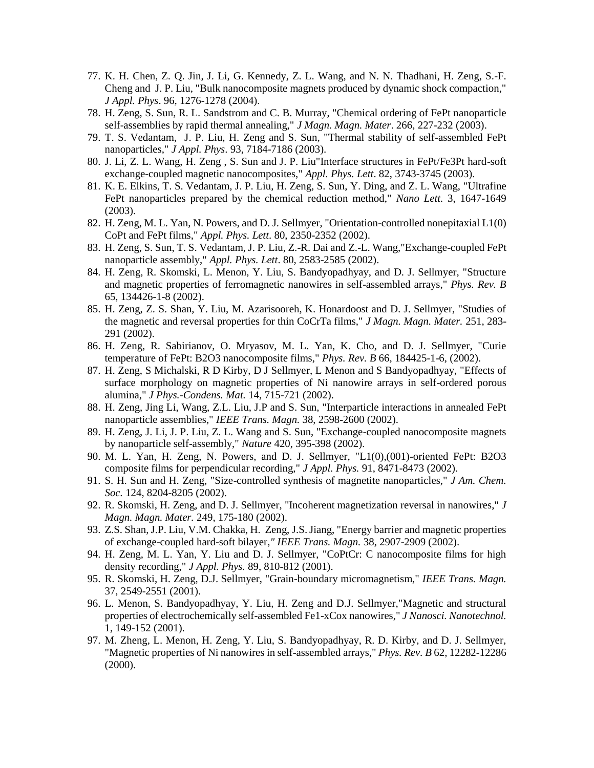77. K. H. Chen, Z. Q. Jin, J. Li, G. Kennedy, Z. L. Wang, and N. N. Thadhani, H. Zeng, S.-F. Cheng and J. P. Liu, "Bulk nanocomposite magnets produced by dynamic shock compaction," *J Appl. Phys*. 96, 1276-1278 (2004).
78. H. Zeng, S. Sun, R. L. Sandstrom and C. B. Murray, "Chemical ordering of FePt nanoparticle self-assemblies by rapid thermal annealing," *J Magn. Magn. Mater*. 266, 227-232 (2003).
79. T. S. Vedantam, J. P. Liu, H. Zeng and S. Sun, "Thermal stability of self-assembled FePt nanoparticles," *J Appl. Phys*. 93, 7184-7186 (2003).
80. J. Li, Z. L. Wang, H. Zeng , S. Sun and J. P. Liu"Interface structures in FePt/Fe3Pt hard-soft exchange-coupled magnetic nanocomposites," *Appl. Phys. Lett*. 82, 3743-3745 (2003).
81. K. E. Elkins, T. S. Vedantam, J. P. Liu, H. Zeng, S. Sun, Y. Ding, and Z. L. Wang, "Ultrafine FePt nanoparticles prepared by the chemical reduction method," *Nano Lett.* 3, 1647-1649 (2003).
82. H. Zeng, M. L. Yan, N. Powers, and D. J. Sellmyer, "Orientation-controlled nonepitaxial L1(0) CoPt and FePt films," *Appl. Phys. Lett*. 80, 2350-2352 (2002).
83. H. Zeng, S. Sun, T. S. Vedantam, J. P. Liu, Z.-R. Dai and Z.-L. Wang,"Exchange-coupled FePt nanoparticle assembly," *Appl. Phys. Lett*. 80, 2583-2585 (2002).
84. H. Zeng, R. Skomski, L. Menon, Y. Liu, S. Bandyopadhyay, and D. J. Sellmyer, "Structure and magnetic properties of ferromagnetic nanowires in self-assembled arrays," *Phys. Rev. B* 65, 134426-1-8 (2002).
85. H. Zeng, Z. S. Shan, Y. Liu, M. Azarisooreh, K. Honardoost and D. J. Sellmyer, "Studies of the magnetic and reversal properties for thin CoCrTa films," *J Magn. Magn. Mater.* 251, 283-291 (2002).
86. H. Zeng, R. Sabirianov, O. Mryasov, M. L. Yan, K. Cho, and D. J. Sellmyer, "Curie temperature of FePt: B2O3 nanocomposite films," *Phys. Rev. B* 66, 184425-1-6, (2002).
87. H. Zeng, S Michalski, R D Kirby, D J Sellmyer, L Menon and S Bandyopadhyay, "Effects of surface morphology on magnetic properties of Ni nanowire arrays in self-ordered porous alumina," *J Phys.-Condens. Mat.* 14, 715-721 (2002).
88. H. Zeng, Jing Li, Wang, Z.L. Liu, J.P and S. Sun, "Interparticle interactions in annealed FePt nanoparticle assemblies," *IEEE Trans. Magn.* 38, 2598-2600 (2002).
89. H. Zeng, J. Li, J. P. Liu, Z. L. Wang and S. Sun, "Exchange-coupled nanocomposite magnets by nanoparticle self-assembly," *Nature* 420, 395-398 (2002).
90. M. L. Yan, H. Zeng, N. Powers, and D. J. Sellmyer, "L1(0),(001)-oriented FePt: B2O3 composite films for perpendicular recording," *J Appl. Phys.* 91, 8471-8473 (2002).
91. S. H. Sun and H. Zeng, "Size-controlled synthesis of magnetite nanoparticles," *J Am. Chem. Soc.* 124, 8204-8205 (2002).
92. R. Skomski, H. Zeng, and D. J. Sellmyer, "Incoherent magnetization reversal in nanowires," *J Magn. Magn. Mater.* 249, 175-180 (2002).
93. Z.S. Shan, J.P. Liu, V.M. Chakka, H. Zeng, J.S. Jiang, "Energy barrier and magnetic properties of exchange-coupled hard-soft bilayer," *IEEE Trans. Magn.* 38, 2907-2909 (2002).
94. H. Zeng, M. L. Yan, Y. Liu and D. J. Sellmyer, "CoPtCr: C nanocomposite films for high density recording," *J Appl. Phys.* 89, 810-812 (2001).
95. R. Skomski, H. Zeng, D.J. Sellmyer, "Grain-boundary micromagnetism," *IEEE Trans. Magn.* 37, 2549-2551 (2001).
96. L. Menon, S. Bandyopadhyay, Y. Liu, H. Zeng and D.J. Sellmyer,"Magnetic and structural properties of electrochemically self-assembled Fe1-xCox nanowires," *J Nanosci. Nanotechnol.* 1, 149-152 (2001).
97. M. Zheng, L. Menon, H. Zeng, Y. Liu, S. Bandyopadhyay, R. D. Kirby, and D. J. Sellmyer, "Magnetic properties of Ni nanowires in self-assembled arrays," *Phys. Rev. B* 62, 12282-12286 (2000).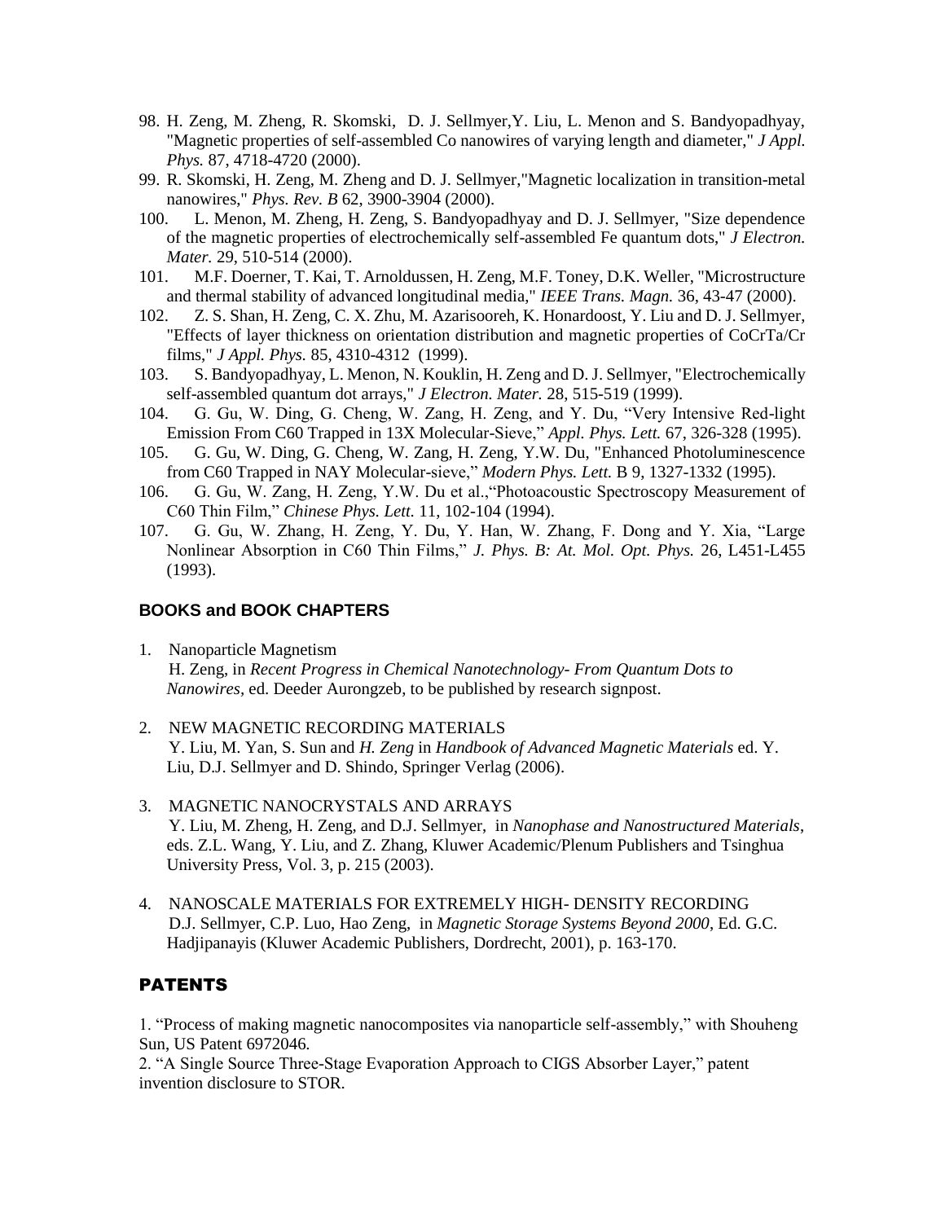98. H. Zeng, M. Zheng, R. Skomski, D. J. Sellmyer,Y. Liu, L. Menon and S. Bandyopadhyay, "Magnetic properties of self-assembled Co nanowires of varying length and diameter," *J Appl. Phys.* 87, 4718-4720 (2000).
99. R. Skomski, H. Zeng, M. Zheng and D. J. Sellmyer,"Magnetic localization in transition-metal nanowires," *Phys. Rev. B* 62, 3900-3904 (2000).
100. L. Menon, M. Zheng, H. Zeng, S. Bandyopadhyay and D. J. Sellmyer, "Size dependence of the magnetic properties of electrochemically self-assembled Fe quantum dots," *J Electron. Mater.* 29, 510-514 (2000).
101. M.F. Doerner, T. Kai, T. Arnoldussen, H. Zeng, M.F. Toney, D.K. Weller, "Microstructure and thermal stability of advanced longitudinal media," *IEEE Trans. Magn.* 36, 43-47 (2000).
102. Z. S. Shan, H. Zeng, C. X. Zhu, M. Azarisooreh, K. Honardoost, Y. Liu and D. J. Sellmyer, "Effects of layer thickness on orientation distribution and magnetic properties of CoCrTa/Cr films," *J Appl. Phys.* 85, 4310-4312 (1999).
103. S. Bandyopadhyay, L. Menon, N. Kouklin, H. Zeng and D. J. Sellmyer, "Electrochemically self-assembled quantum dot arrays," *J Electron. Mater.* 28, 515-519 (1999).
104. G. Gu, W. Ding, G. Cheng, W. Zang, H. Zeng, and Y. Du, "Very Intensive Red-light Emission From C60 Trapped in 13X Molecular-Sieve," *Appl. Phys. Lett.* 67, 326-328 (1995).
105. G. Gu, W. Ding, G. Cheng, W. Zang, H. Zeng, Y.W. Du, "Enhanced Photoluminescence from C60 Trapped in NAY Molecular-sieve," *Modern Phys. Lett.* B 9, 1327-1332 (1995).
106. G. Gu, W. Zang, H. Zeng, Y.W. Du et al.,"Photoacoustic Spectroscopy Measurement of C60 Thin Film," *Chinese Phys. Lett.* 11, 102-104 (1994).
107. G. Gu, W. Zhang, H. Zeng, Y. Du, Y. Han, W. Zhang, F. Dong and Y. Xia, "Large Nonlinear Absorption in C60 Thin Films," *J. Phys. B: At. Mol. Opt. Phys.* 26, L451-L455 (1993).

## BOOKS and BOOK CHAPTERS

1. Nanoparticle Magnetism
   H. Zeng, in *Recent Progress in Chemical Nanotechnology- From Quantum Dots to Nanowires*, ed. Deeder Aurongzeb, to be published by research signpost.

2. NEW MAGNETIC RECORDING MATERIALS
   Y. Liu, M. Yan, S. Sun and *H. Zeng* in *Handbook of Advanced Magnetic Materials* ed. Y. Liu, D.J. Sellmyer and D. Shindo, Springer Verlag (2006).

3. MAGNETIC NANOCRYSTALS AND ARRAYS
   Y. Liu, M. Zheng, H. Zeng, and D.J. Sellmyer, in *Nanophase and Nanostructured Materials*, eds. Z.L. Wang, Y. Liu, and Z. Zhang, Kluwer Academic/Plenum Publishers and Tsinghua University Press, Vol. 3, p. 215 (2003).

4. NANOSCALE MATERIALS FOR EXTREMELY HIGH- DENSITY RECORDING
   D.J. Sellmyer, C.P. Luo, Hao Zeng, in *Magnetic Storage Systems Beyond 2000*, Ed. G.C. Hadjipanayis (Kluwer Academic Publishers, Dordrecht, 2001), p. 163-170.

## PATENTS

1. "Process of making magnetic nanocomposites via nanoparticle self-assembly," with Shouheng Sun, US Patent 6972046.
2. "A Single Source Three-Stage Evaporation Approach to CIGS Absorber Layer," patent invention disclosure to STOR.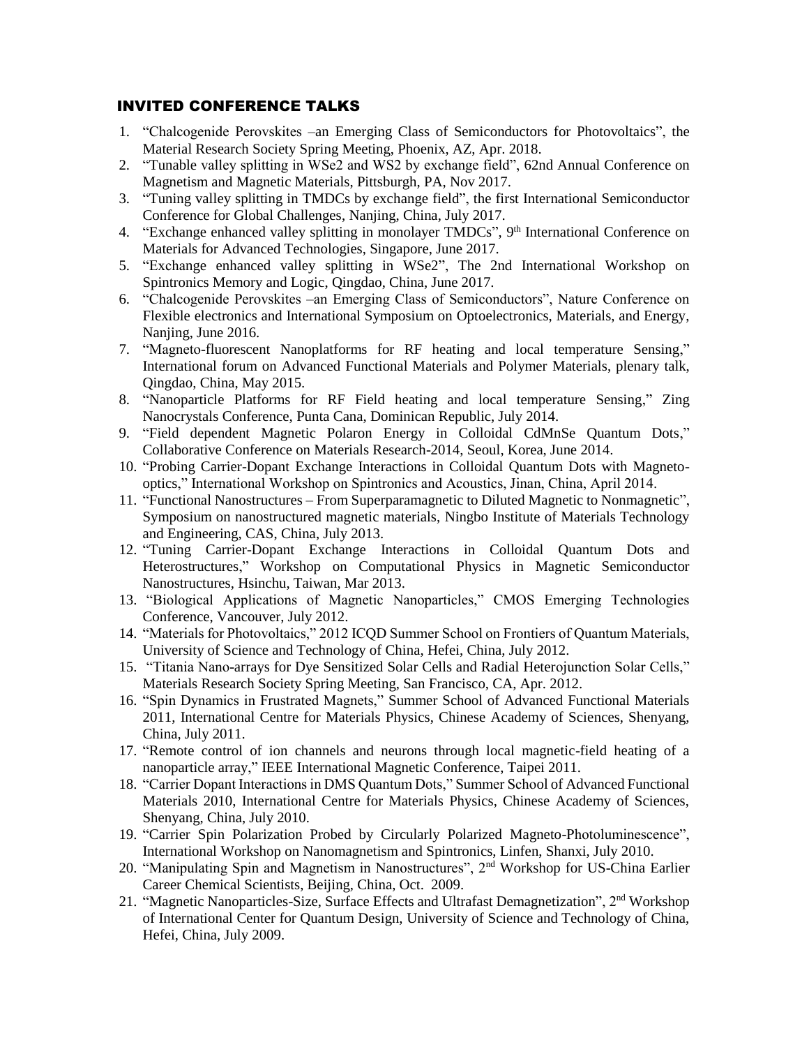## INVITED CONFERENCE TALKS

1. "Chalcogenide Perovskites –an Emerging Class of Semiconductors for Photovoltaics", the Material Research Society Spring Meeting, Phoenix, AZ, Apr. 2018.
2. "Tunable valley splitting in $WSe_2$ and $WS_2$ by exchange field", 62nd Annual Conference on Magnetism and Magnetic Materials, Pittsburgh, PA, Nov 2017.
3. "Tuning valley splitting in TMDCs by exchange field", the first International Semiconductor Conference for Global Challenges, Nanjing, China, July 2017.
4. "Exchange enhanced valley splitting in monolayer TMDCs", 9th International Conference on Materials for Advanced Technologies, Singapore, June 2017.
5. "Exchange enhanced valley splitting in $WSe_2$", The 2nd International Workshop on Spintronics Memory and Logic, Qingdao, China, June 2017.
6. "Chalcogenide Perovskites –an Emerging Class of Semiconductors", Nature Conference on Flexible electronics and International Symposium on Optoelectronics, Materials, and Energy, Nanjing, June 2016.
7. "Magneto-fluorescent Nanoplatforms for RF heating and local temperature Sensing," International forum on Advanced Functional Materials and Polymer Materials, plenary talk, Qingdao, China, May 2015.
8. "Nanoparticle Platforms for RF Field heating and local temperature Sensing," Zing Nanocrystals Conference, Punta Cana, Dominican Republic, July 2014.
9. "Field dependent Magnetic Polaron Energy in Colloidal CdMnSe Quantum Dots," Collaborative Conference on Materials Research-2014, Seoul, Korea, June 2014.
10. "Probing Carrier-Dopant Exchange Interactions in Colloidal Quantum Dots with Magneto-optics," International Workshop on Spintronics and Acoustics, Jinan, China, April 2014.
11. "Functional Nanostructures – From Superparamagnetic to Diluted Magnetic to Nonmagnetic", Symposium on nanostructured magnetic materials, Ningbo Institute of Materials Technology and Engineering, CAS, China, July 2013.
12. "Tuning Carrier-Dopant Exchange Interactions in Colloidal Quantum Dots and Heterostructures," Workshop on Computational Physics in Magnetic Semiconductor Nanostructures, Hsinchu, Taiwan, Mar 2013.
13. "Biological Applications of Magnetic Nanoparticles," CMOS Emerging Technologies Conference, Vancouver, July 2012.
14. "Materials for Photovoltaics," 2012 ICQD Summer School on Frontiers of Quantum Materials, University of Science and Technology of China, Hefei, China, July 2012.
15. "Titania Nano-arrays for Dye Sensitized Solar Cells and Radial Heterojunction Solar Cells," Materials Research Society Spring Meeting, San Francisco, CA, Apr. 2012.
16. "Spin Dynamics in Frustrated Magnets," Summer School of Advanced Functional Materials 2011, International Centre for Materials Physics, Chinese Academy of Sciences, Shenyang, China, July 2011.
17. "Remote control of ion channels and neurons through local magnetic-field heating of a nanoparticle array," IEEE International Magnetic Conference, Taipei 2011.
18. "Carrier Dopant Interactions in DMS Quantum Dots," Summer School of Advanced Functional Materials 2010, International Centre for Materials Physics, Chinese Academy of Sciences, Shenyang, China, July 2010.
19. "Carrier Spin Polarization Probed by Circularly Polarized Magneto-Photoluminescence", International Workshop on Nanomagnetism and Spintronics, Linfen, Shanxi, July 2010.
20. "Manipulating Spin and Magnetism in Nanostructures", 2nd Workshop for US-China Earlier Career Chemical Scientists, Beijing, China, Oct. 2009.
21. "Magnetic Nanoparticles-Size, Surface Effects and Ultrafast Demagnetization", 2nd Workshop of International Center for Quantum Design, University of Science and Technology of China, Hefei, China, July 2009.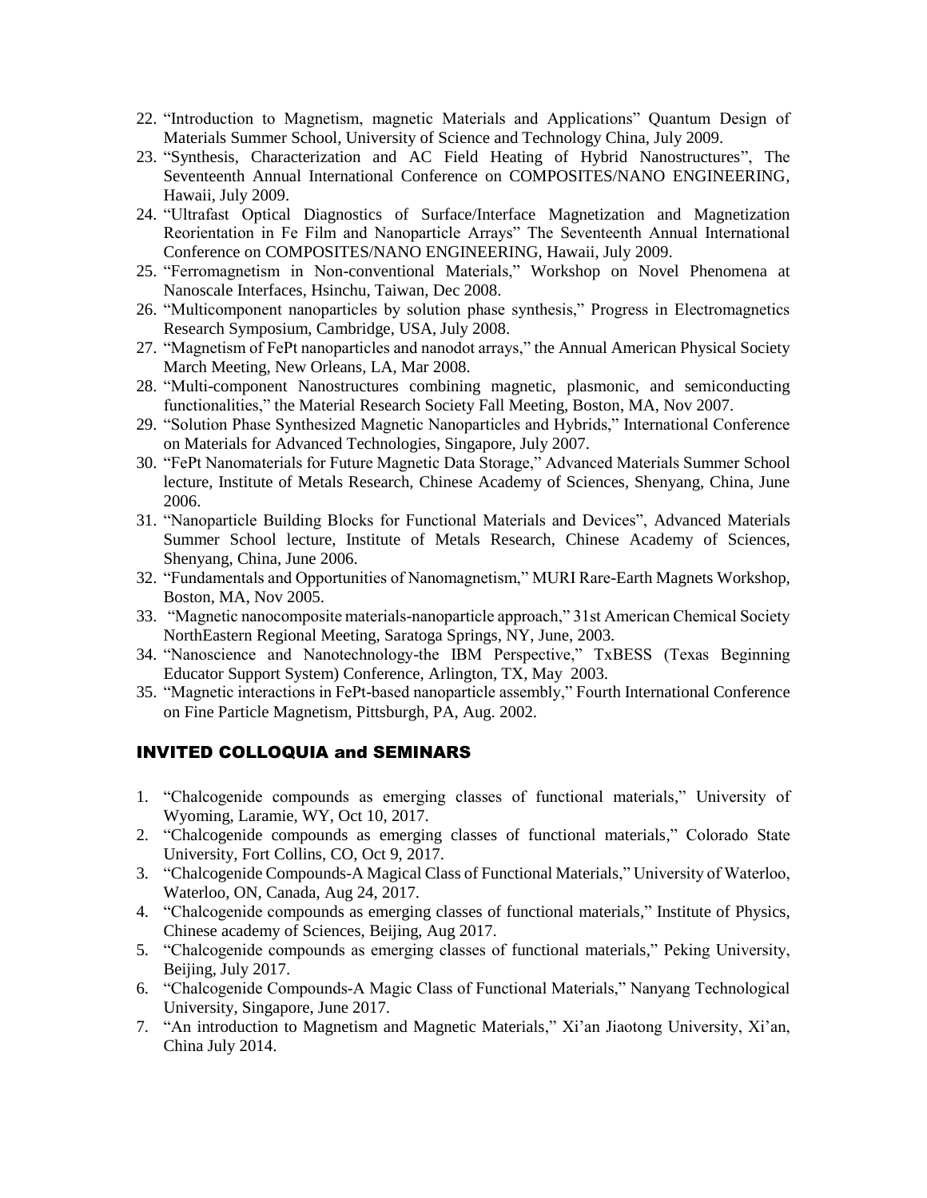22. "Introduction to Magnetism, magnetic Materials and Applications" Quantum Design of Materials Summer School, University of Science and Technology China, July 2009.
23. "Synthesis, Characterization and AC Field Heating of Hybrid Nanostructures", The Seventeenth Annual International Conference on COMPOSITES/NANO ENGINEERING, Hawaii, July 2009.
24. "Ultrafast Optical Diagnostics of Surface/Interface Magnetization and Magnetization Reorientation in Fe Film and Nanoparticle Arrays" The Seventeenth Annual International Conference on COMPOSITES/NANO ENGINEERING, Hawaii, July 2009.
25. "Ferromagnetism in Non-conventional Materials," Workshop on Novel Phenomena at Nanoscale Interfaces, Hsinchu, Taiwan, Dec 2008.
26. "Multicomponent nanoparticles by solution phase synthesis," Progress in Electromagnetics Research Symposium, Cambridge, USA, July 2008.
27. "Magnetism of FePt nanoparticles and nanodot arrays," the Annual American Physical Society March Meeting, New Orleans, LA, Mar 2008.
28. "Multi-component Nanostructures combining magnetic, plasmonic, and semiconducting functionalities," the Material Research Society Fall Meeting, Boston, MA, Nov 2007.
29. "Solution Phase Synthesized Magnetic Nanoparticles and Hybrids," International Conference on Materials for Advanced Technologies, Singapore, July 2007.
30. "FePt Nanomaterials for Future Magnetic Data Storage," Advanced Materials Summer School lecture, Institute of Metals Research, Chinese Academy of Sciences, Shenyang, China, June 2006.
31. "Nanoparticle Building Blocks for Functional Materials and Devices", Advanced Materials Summer School lecture, Institute of Metals Research, Chinese Academy of Sciences, Shenyang, China, June 2006.
32. "Fundamentals and Opportunities of Nanomagnetism," MURI Rare-Earth Magnets Workshop, Boston, MA, Nov 2005.
33. "Magnetic nanocomposite materials-nanoparticle approach," 31st American Chemical Society NorthEastern Regional Meeting, Saratoga Springs, NY, June, 2003.
34. "Nanoscience and Nanotechnology-the IBM Perspective," TxBESS (Texas Beginning Educator Support System) Conference, Arlington, TX, May 2003.
35. "Magnetic interactions in FePt-based nanoparticle assembly," Fourth International Conference on Fine Particle Magnetism, Pittsburgh, PA, Aug. 2002.

## INVITED COLLOQUIA and SEMINARS

1. "Chalcogenide compounds as emerging classes of functional materials," University of Wyoming, Laramie, WY, Oct 10, 2017.
2. "Chalcogenide compounds as emerging classes of functional materials," Colorado State University, Fort Collins, CO, Oct 9, 2017.
3. "Chalcogenide Compounds-A Magical Class of Functional Materials," University of Waterloo, Waterloo, ON, Canada, Aug 24, 2017.
4. "Chalcogenide compounds as emerging classes of functional materials," Institute of Physics, Chinese academy of Sciences, Beijing, Aug 2017.
5. "Chalcogenide compounds as emerging classes of functional materials," Peking University, Beijing, July 2017.
6. "Chalcogenide Compounds-A Magic Class of Functional Materials," Nanyang Technological University, Singapore, June 2017.
7. "An introduction to Magnetism and Magnetic Materials," Xi'an Jiaotong University, Xi'an, China July 2014.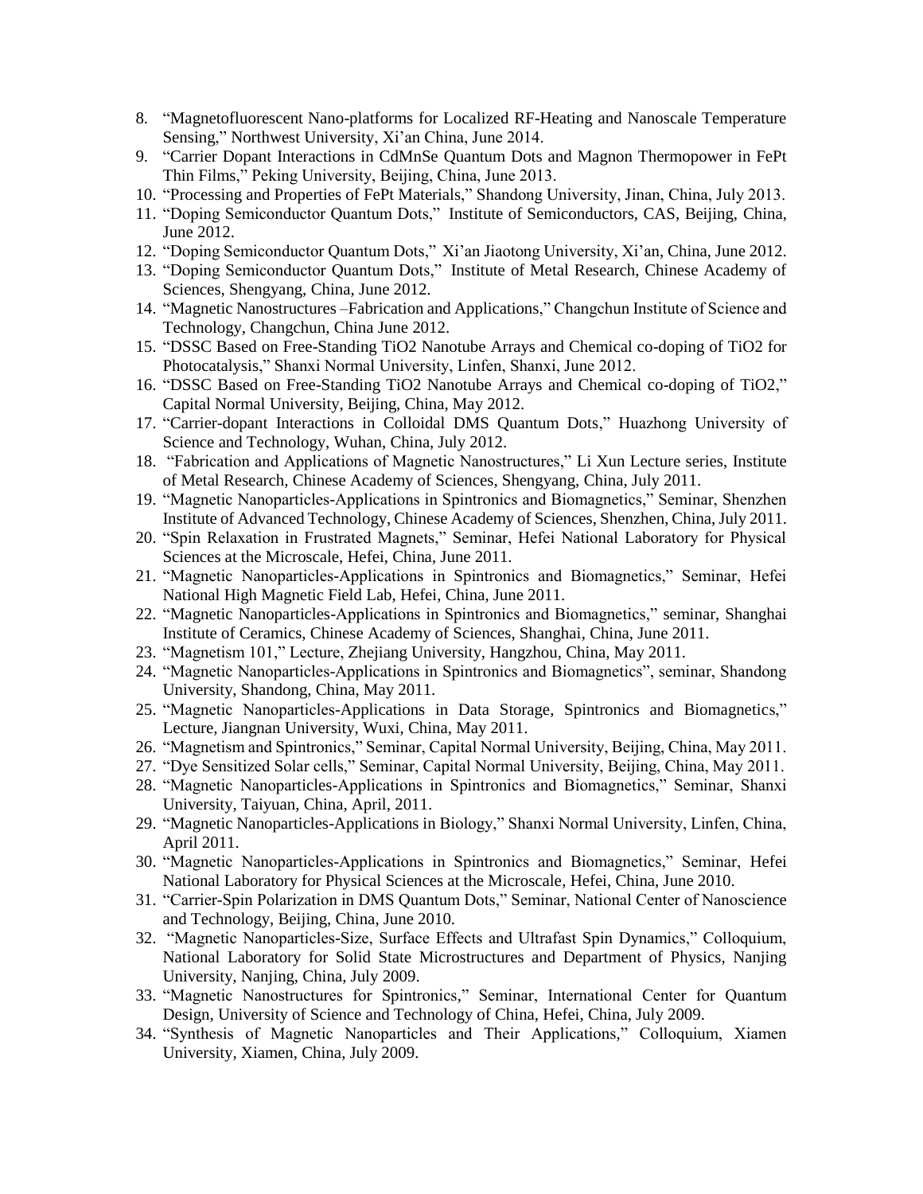8. "Magnetofluorescent Nano-platforms for Localized RF-Heating and Nanoscale Temperature Sensing," Northwest University, Xi'an China, June 2014.
9. "Carrier Dopant Interactions in CdMnSe Quantum Dots and Magnon Thermopower in FePt Thin Films," Peking University, Beijing, China, June 2013.
10. "Processing and Properties of FePt Materials," Shandong University, Jinan, China, July 2013.
11. "Doping Semiconductor Quantum Dots," Institute of Semiconductors, CAS, Beijing, China, June 2012.
12. "Doping Semiconductor Quantum Dots," Xi'an Jiaotong University, Xi'an, China, June 2012.
13. "Doping Semiconductor Quantum Dots," Institute of Metal Research, Chinese Academy of Sciences, Shengyang, China, June 2012.
14. "Magnetic Nanostructures –Fabrication and Applications," Changchun Institute of Science and Technology, Changchun, China June 2012.
15. "DSSC Based on Free-Standing TiO2 Nanotube Arrays and Chemical co-doping of TiO2 for Photocatalysis," Shanxi Normal University, Linfen, Shanxi, June 2012.
16. "DSSC Based on Free-Standing TiO2 Nanotube Arrays and Chemical co-doping of TiO2," Capital Normal University, Beijing, China, May 2012.
17. "Carrier-dopant Interactions in Colloidal DMS Quantum Dots," Huazhong University of Science and Technology, Wuhan, China, July 2012.
18. "Fabrication and Applications of Magnetic Nanostructures," Li Xun Lecture series, Institute of Metal Research, Chinese Academy of Sciences, Shengyang, China, July 2011.
19. "Magnetic Nanoparticles-Applications in Spintronics and Biomagnetics," Seminar, Shenzhen Institute of Advanced Technology, Chinese Academy of Sciences, Shenzhen, China, July 2011.
20. "Spin Relaxation in Frustrated Magnets," Seminar, Hefei National Laboratory for Physical Sciences at the Microscale, Hefei, China, June 2011.
21. "Magnetic Nanoparticles-Applications in Spintronics and Biomagnetics," Seminar, Hefei National High Magnetic Field Lab, Hefei, China, June 2011.
22. "Magnetic Nanoparticles-Applications in Spintronics and Biomagnetics," seminar, Shanghai Institute of Ceramics, Chinese Academy of Sciences, Shanghai, China, June 2011.
23. "Magnetism 101," Lecture, Zhejiang University, Hangzhou, China, May 2011.
24. "Magnetic Nanoparticles-Applications in Spintronics and Biomagnetics", seminar, Shandong University, Shandong, China, May 2011.
25. "Magnetic Nanoparticles-Applications in Data Storage, Spintronics and Biomagnetics," Lecture, Jiangnan University, Wuxi, China, May 2011.
26. "Magnetism and Spintronics," Seminar, Capital Normal University, Beijing, China, May 2011.
27. "Dye Sensitized Solar cells," Seminar, Capital Normal University, Beijing, China, May 2011.
28. "Magnetic Nanoparticles-Applications in Spintronics and Biomagnetics," Seminar, Shanxi University, Taiyuan, China, April, 2011.
29. "Magnetic Nanoparticles-Applications in Biology," Shanxi Normal University, Linfen, China, April 2011.
30. "Magnetic Nanoparticles-Applications in Spintronics and Biomagnetics," Seminar, Hefei National Laboratory for Physical Sciences at the Microscale, Hefei, China, June 2010.
31. "Carrier-Spin Polarization in DMS Quantum Dots," Seminar, National Center of Nanoscience and Technology, Beijing, China, June 2010.
32. "Magnetic Nanoparticles-Size, Surface Effects and Ultrafast Spin Dynamics," Colloquium, National Laboratory for Solid State Microstructures and Department of Physics, Nanjing University, Nanjing, China, July 2009.
33. "Magnetic Nanostructures for Spintronics," Seminar, International Center for Quantum Design, University of Science and Technology of China, Hefei, China, July 2009.
34. "Synthesis of Magnetic Nanoparticles and Their Applications," Colloquium, Xiamen University, Xiamen, China, July 2009.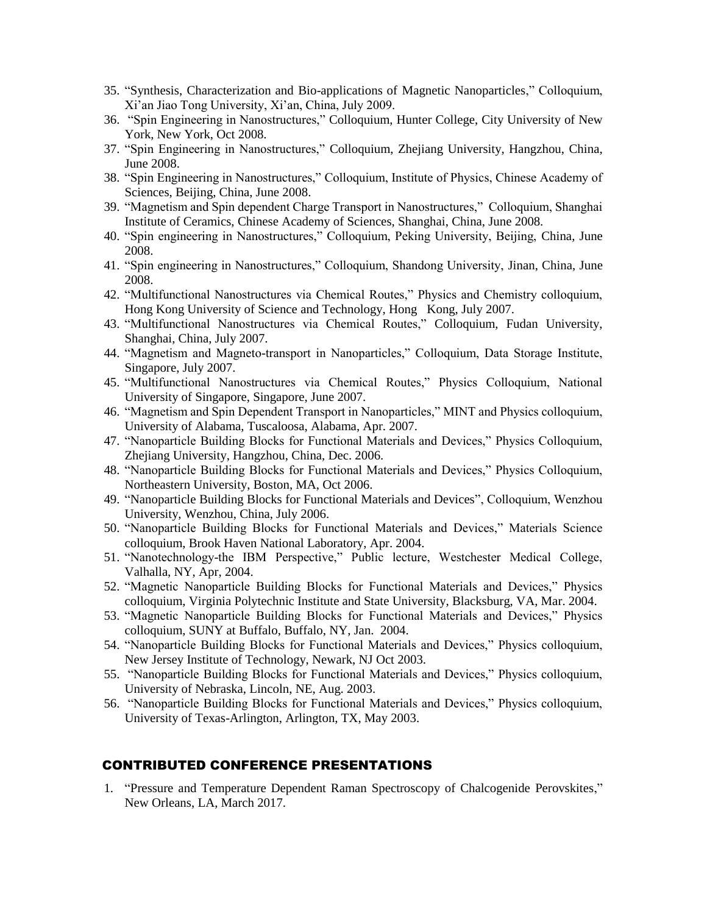35. "Synthesis, Characterization and Bio-applications of Magnetic Nanoparticles," Colloquium, Xi'an Jiao Tong University, Xi'an, China, July 2009.
36. "Spin Engineering in Nanostructures," Colloquium, Hunter College, City University of New York, New York, Oct 2008.
37. "Spin Engineering in Nanostructures," Colloquium, Zhejiang University, Hangzhou, China, June 2008.
38. "Spin Engineering in Nanostructures," Colloquium, Institute of Physics, Chinese Academy of Sciences, Beijing, China, June 2008.
39. "Magnetism and Spin dependent Charge Transport in Nanostructures," Colloquium, Shanghai Institute of Ceramics, Chinese Academy of Sciences, Shanghai, China, June 2008.
40. "Spin engineering in Nanostructures," Colloquium, Peking University, Beijing, China, June 2008.
41. "Spin engineering in Nanostructures," Colloquium, Shandong University, Jinan, China, June 2008.
42. "Multifunctional Nanostructures via Chemical Routes," Physics and Chemistry colloquium, Hong Kong University of Science and Technology, Hong Kong, July 2007.
43. "Multifunctional Nanostructures via Chemical Routes," Colloquium, Fudan University, Shanghai, China, July 2007.
44. "Magnetism and Magneto-transport in Nanoparticles," Colloquium, Data Storage Institute, Singapore, July 2007.
45. "Multifunctional Nanostructures via Chemical Routes," Physics Colloquium, National University of Singapore, Singapore, June 2007.
46. "Magnetism and Spin Dependent Transport in Nanoparticles," MINT and Physics colloquium, University of Alabama, Tuscaloosa, Alabama, Apr. 2007.
47. "Nanoparticle Building Blocks for Functional Materials and Devices," Physics Colloquium, Zhejiang University, Hangzhou, China, Dec. 2006.
48. "Nanoparticle Building Blocks for Functional Materials and Devices," Physics Colloquium, Northeastern University, Boston, MA, Oct 2006.
49. "Nanoparticle Building Blocks for Functional Materials and Devices", Colloquium, Wenzhou University, Wenzhou, China, July 2006.
50. "Nanoparticle Building Blocks for Functional Materials and Devices," Materials Science colloquium, Brook Haven National Laboratory, Apr. 2004.
51. "Nanotechnology-the IBM Perspective," Public lecture, Westchester Medical College, Valhalla, NY, Apr, 2004.
52. "Magnetic Nanoparticle Building Blocks for Functional Materials and Devices," Physics colloquium, Virginia Polytechnic Institute and State University, Blacksburg, VA, Mar. 2004.
53. "Magnetic Nanoparticle Building Blocks for Functional Materials and Devices," Physics colloquium, SUNY at Buffalo, Buffalo, NY, Jan. 2004.
54. "Nanoparticle Building Blocks for Functional Materials and Devices," Physics colloquium, New Jersey Institute of Technology, Newark, NJ Oct 2003.
55. "Nanoparticle Building Blocks for Functional Materials and Devices," Physics colloquium, University of Nebraska, Lincoln, NE, Aug. 2003.
56. "Nanoparticle Building Blocks for Functional Materials and Devices," Physics colloquium, University of Texas-Arlington, Arlington, TX, May 2003.

## CONTRIBUTED CONFERENCE PRESENTATIONS

1. "Pressure and Temperature Dependent Raman Spectroscopy of Chalcogenide Perovskites," New Orleans, LA, March 2017.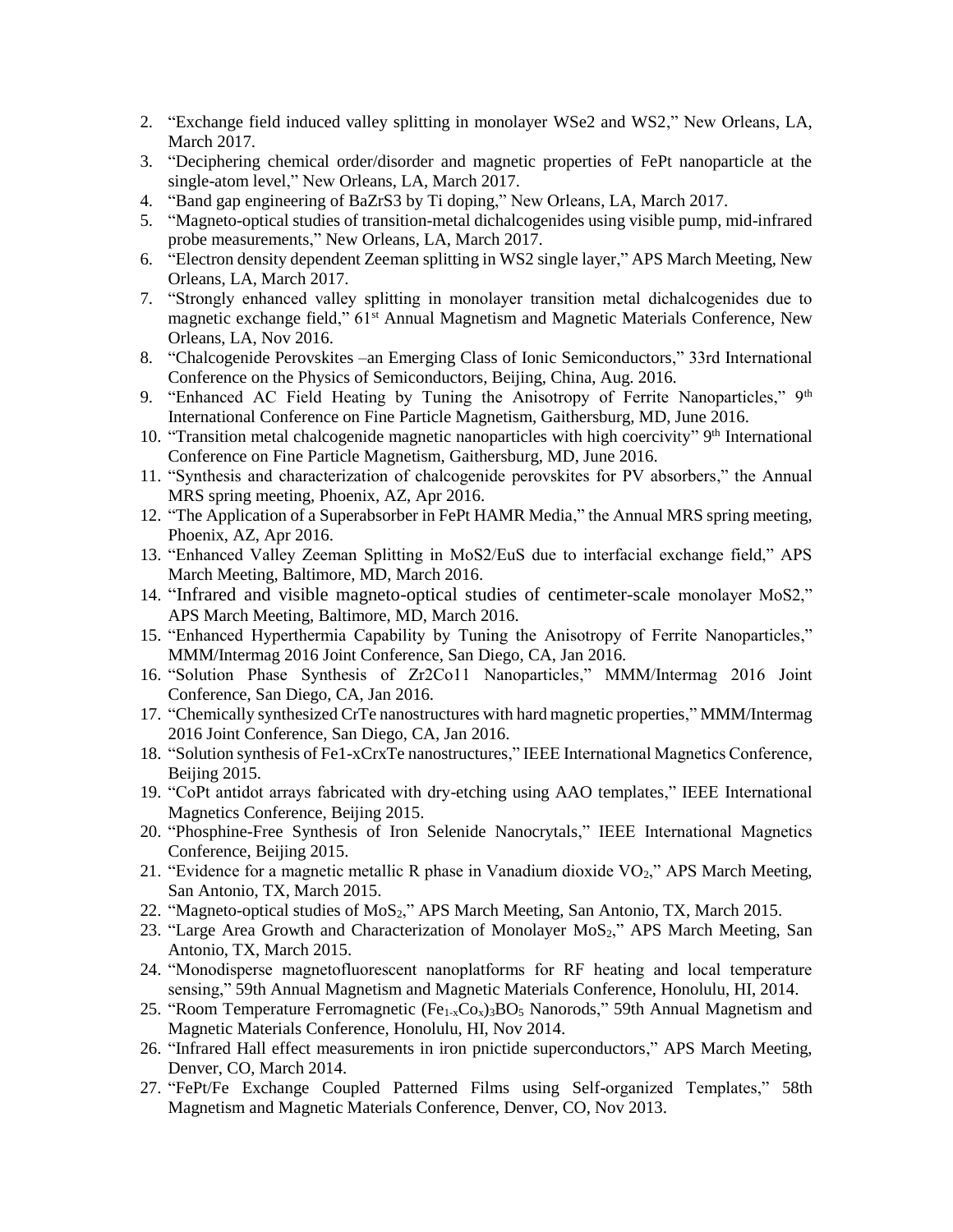2. "Exchange field induced valley splitting in monolayer WSe2 and WS2," New Orleans, LA, March 2017.
3. "Deciphering chemical order/disorder and magnetic properties of FePt nanoparticle at the single-atom level," New Orleans, LA, March 2017.
4. "Band gap engineering of BaZrS3 by Ti doping," New Orleans, LA, March 2017.
5. "Magneto-optical studies of transition-metal dichalcogenides using visible pump, mid-infrared probe measurements," New Orleans, LA, March 2017.
6. "Electron density dependent Zeeman splitting in WS2 single layer," APS March Meeting, New Orleans, LA, March 2017.
7. "Strongly enhanced valley splitting in monolayer transition metal dichalcogenides due to magnetic exchange field," 61st Annual Magnetism and Magnetic Materials Conference, New Orleans, LA, Nov 2016.
8. "Chalcogenide Perovskites –an Emerging Class of Ionic Semiconductors," 33rd International Conference on the Physics of Semiconductors, Beijing, China, Aug. 2016.
9. "Enhanced AC Field Heating by Tuning the Anisotropy of Ferrite Nanoparticles," 9th International Conference on Fine Particle Magnetism, Gaithersburg, MD, June 2016.
10. "Transition metal chalcogenide magnetic nanoparticles with high coercivity" 9th International Conference on Fine Particle Magnetism, Gaithersburg, MD, June 2016.
11. "Synthesis and characterization of chalcogenide perovskites for PV absorbers," the Annual MRS spring meeting, Phoenix, AZ, Apr 2016.
12. "The Application of a Superabsorber in FePt HAMR Media," the Annual MRS spring meeting, Phoenix, AZ, Apr 2016.
13. "Enhanced Valley Zeeman Splitting in MoS2/EuS due to interfacial exchange field," APS March Meeting, Baltimore, MD, March 2016.
14. "Infrared and visible magneto-optical studies of centimeter-scale monolayer MoS2," APS March Meeting, Baltimore, MD, March 2016.
15. "Enhanced Hyperthermia Capability by Tuning the Anisotropy of Ferrite Nanoparticles," MMM/Intermag 2016 Joint Conference, San Diego, CA, Jan 2016.
16. "Solution Phase Synthesis of Zr2Co11 Nanoparticles," MMM/Intermag 2016 Joint Conference, San Diego, CA, Jan 2016.
17. "Chemically synthesized CrTe nanostructures with hard magnetic properties," MMM/Intermag 2016 Joint Conference, San Diego, CA, Jan 2016.
18. "Solution synthesis of Fe1-xCrxTe nanostructures," IEEE International Magnetics Conference, Beijing 2015.
19. "CoPt antidot arrays fabricated with dry-etching using AAO templates," IEEE International Magnetics Conference, Beijing 2015.
20. "Phosphine-Free Synthesis of Iron Selenide Nanocrytals," IEEE International Magnetics Conference, Beijing 2015.
21. "Evidence for a magnetic metallic R phase in Vanadium dioxide $VO_2$," APS March Meeting, San Antonio, TX, March 2015.
22. "Magneto-optical studies of $MoS_2$," APS March Meeting, San Antonio, TX, March 2015.
23. "Large Area Growth and Characterization of Monolayer $MoS_2$," APS March Meeting, San Antonio, TX, March 2015.
24. "Monodisperse magnetofluorescent nanoplatforms for RF heating and local temperature sensing," 59th Annual Magnetism and Magnetic Materials Conference, Honolulu, HI, 2014.
25. "Room Temperature Ferromagnetic $(Fe_{1-x}Co_x)_3BO_5$ Nanorods," 59th Annual Magnetism and Magnetic Materials Conference, Honolulu, HI, Nov 2014.
26. "Infrared Hall effect measurements in iron pnictide superconductors," APS March Meeting, Denver, CO, March 2014.
27. "FePt/Fe Exchange Coupled Patterned Films using Self-organized Templates," 58th Magnetism and Magnetic Materials Conference, Denver, CO, Nov 2013.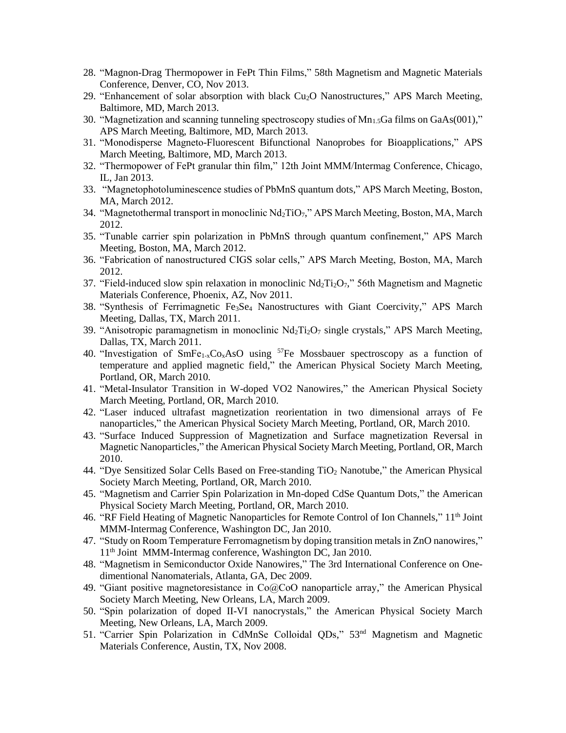28. "Magnon-Drag Thermopower in FePt Thin Films," 58th Magnetism and Magnetic Materials Conference, Denver, CO, Nov 2013.
29. "Enhancement of solar absorption with black $Cu_2O$ Nanostructures," APS March Meeting, Baltimore, MD, March 2013.
30. "Magnetization and scanning tunneling spectroscopy studies of $Mn_{1.5}Ga$ films on GaAs(001)," APS March Meeting, Baltimore, MD, March 2013.
31. "Monodisperse Magneto-Fluorescent Bifunctional Nanoprobes for Bioapplications," APS March Meeting, Baltimore, MD, March 2013.
32. "Thermopower of FePt granular thin film," 12th Joint MMM/Intermag Conference, Chicago, IL, Jan 2013.
33. "Magnetophotoluminescence studies of PbMnS quantum dots," APS March Meeting, Boston, MA, March 2012.
34. "Magnetothermal transport in monoclinic $Nd_2TiO_7$," APS March Meeting, Boston, MA, March 2012.
35. "Tunable carrier spin polarization in PbMnS through quantum confinement," APS March Meeting, Boston, MA, March 2012.
36. "Fabrication of nanostructured CIGS solar cells," APS March Meeting, Boston, MA, March 2012.
37. "Field-induced slow spin relaxation in monoclinic $Nd_2Ti_2O_7$," 56th Magnetism and Magnetic Materials Conference, Phoenix, AZ, Nov 2011.
38. "Synthesis of Ferrimagnetic $Fe_3Se_4$ Nanostructures with Giant Coercivity," APS March Meeting, Dallas, TX, March 2011.
39. "Anisotropic paramagnetism in monoclinic $Nd_2Ti_2O_7$ single crystals," APS March Meeting, Dallas, TX, March 2011.
40. "Investigation of $SmFe_{1-x}Co_xAsO$ using $^{57}Fe$ Mossbauer spectroscopy as a function of temperature and applied magnetic field," the American Physical Society March Meeting, Portland, OR, March 2010.
41. "Metal-Insulator Transition in W-doped VO2 Nanowires," the American Physical Society March Meeting, Portland, OR, March 2010.
42. "Laser induced ultrafast magnetization reorientation in two dimensional arrays of Fe nanoparticles," the American Physical Society March Meeting, Portland, OR, March 2010.
43. "Surface Induced Suppression of Magnetization and Surface magnetization Reversal in Magnetic Nanoparticles," the American Physical Society March Meeting, Portland, OR, March 2010.
44. "Dye Sensitized Solar Cells Based on Free-standing $TiO_2$ Nanotube," the American Physical Society March Meeting, Portland, OR, March 2010.
45. "Magnetism and Carrier Spin Polarization in Mn-doped CdSe Quantum Dots," the American Physical Society March Meeting, Portland, OR, March 2010.
46. "RF Field Heating of Magnetic Nanoparticles for Remote Control of Ion Channels," 11th Joint MMM-Intermag Conference, Washington DC, Jan 2010.
47. "Study on Room Temperature Ferromagnetism by doping transition metals in ZnO nanowires," 11th Joint MMM-Intermag conference, Washington DC, Jan 2010.
48. "Magnetism in Semiconductor Oxide Nanowires," The 3rd International Conference on One-dimentional Nanomaterials, Atlanta, GA, Dec 2009.
49. "Giant positive magnetoresistance in Co@CoO nanoparticle array," the American Physical Society March Meeting, New Orleans, LA, March 2009.
50. "Spin polarization of doped II-VI nanocrystals," the American Physical Society March Meeting, New Orleans, LA, March 2009.
51. "Carrier Spin Polarization in CdMnSe Colloidal QDs," 53nd Magnetism and Magnetic Materials Conference, Austin, TX, Nov 2008.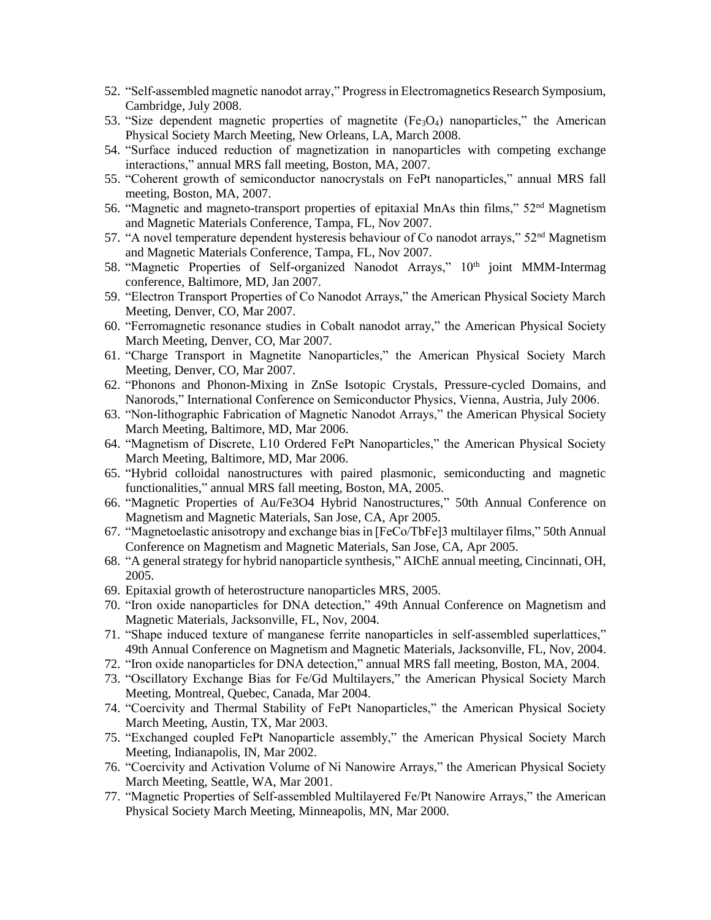52. "Self-assembled magnetic nanodot array," Progress in Electromagnetics Research Symposium, Cambridge, July 2008.
53. "Size dependent magnetic properties of magnetite ($Fe_3O_4$) nanoparticles," the American Physical Society March Meeting, New Orleans, LA, March 2008.
54. "Surface induced reduction of magnetization in nanoparticles with competing exchange interactions," annual MRS fall meeting, Boston, MA, 2007.
55. "Coherent growth of semiconductor nanocrystals on FePt nanoparticles," annual MRS fall meeting, Boston, MA, 2007.
56. "Magnetic and magneto-transport properties of epitaxial MnAs thin films," 52nd Magnetism and Magnetic Materials Conference, Tampa, FL, Nov 2007.
57. "A novel temperature dependent hysteresis behaviour of Co nanodot arrays," 52nd Magnetism and Magnetic Materials Conference, Tampa, FL, Nov 2007.
58. "Magnetic Properties of Self-organized Nanodot Arrays," 10th joint MMM-Intermag conference, Baltimore, MD, Jan 2007.
59. "Electron Transport Properties of Co Nanodot Arrays," the American Physical Society March Meeting, Denver, CO, Mar 2007.
60. "Ferromagnetic resonance studies in Cobalt nanodot array," the American Physical Society March Meeting, Denver, CO, Mar 2007.
61. "Charge Transport in Magnetite Nanoparticles," the American Physical Society March Meeting, Denver, CO, Mar 2007.
62. "Phonons and Phonon-Mixing in ZnSe Isotopic Crystals, Pressure-cycled Domains, and Nanorods," International Conference on Semiconductor Physics, Vienna, Austria, July 2006.
63. "Non-lithographic Fabrication of Magnetic Nanodot Arrays," the American Physical Society March Meeting, Baltimore, MD, Mar 2006.
64. "Magnetism of Discrete, L10 Ordered FePt Nanoparticles," the American Physical Society March Meeting, Baltimore, MD, Mar 2006.
65. "Hybrid colloidal nanostructures with paired plasmonic, semiconducting and magnetic functionalities," annual MRS fall meeting, Boston, MA, 2005.
66. "Magnetic Properties of Au/Fe3O4 Hybrid Nanostructures," 50th Annual Conference on Magnetism and Magnetic Materials, San Jose, CA, Apr 2005.
67. "Magnetoelastic anisotropy and exchange bias in [FeCo/TbFe]3 multilayer films," 50th Annual Conference on Magnetism and Magnetic Materials, San Jose, CA, Apr 2005.
68. "A general strategy for hybrid nanoparticle synthesis," AIChE annual meeting, Cincinnati, OH, 2005.
69. Epitaxial growth of heterostructure nanoparticles MRS, 2005.
70. "Iron oxide nanoparticles for DNA detection," 49th Annual Conference on Magnetism and Magnetic Materials, Jacksonville, FL, Nov, 2004.
71. "Shape induced texture of manganese ferrite nanoparticles in self-assembled superlattices," 49th Annual Conference on Magnetism and Magnetic Materials, Jacksonville, FL, Nov, 2004.
72. "Iron oxide nanoparticles for DNA detection," annual MRS fall meeting, Boston, MA, 2004.
73. "Oscillatory Exchange Bias for Fe/Gd Multilayers," the American Physical Society March Meeting, Montreal, Quebec, Canada, Mar 2004.
74. "Coercivity and Thermal Stability of FePt Nanoparticles," the American Physical Society March Meeting, Austin, TX, Mar 2003.
75. "Exchanged coupled FePt Nanoparticle assembly," the American Physical Society March Meeting, Indianapolis, IN, Mar 2002.
76. "Coercivity and Activation Volume of Ni Nanowire Arrays," the American Physical Society March Meeting, Seattle, WA, Mar 2001.
77. "Magnetic Properties of Self-assembled Multilayered Fe/Pt Nanowire Arrays," the American Physical Society March Meeting, Minneapolis, MN, Mar 2000.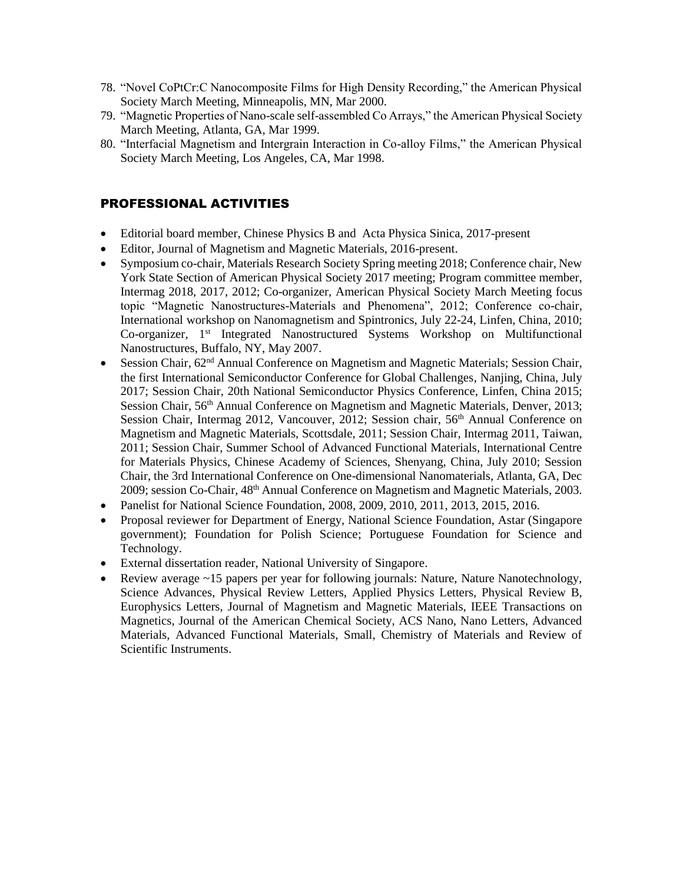78. "Novel CoPtCr:C Nanocomposite Films for High Density Recording," the American Physical Society March Meeting, Minneapolis, MN, Mar 2000.
79. "Magnetic Properties of Nano-scale self-assembled Co Arrays," the American Physical Society March Meeting, Atlanta, GA, Mar 1999.
80. "Interfacial Magnetism and Intergrain Interaction in Co-alloy Films," the American Physical Society March Meeting, Los Angeles, CA, Mar 1998.

## PROFESSIONAL ACTIVITIES

- Editorial board member, Chinese Physics B and Acta Physica Sinica, 2017-present
- Editor, Journal of Magnetism and Magnetic Materials, 2016-present.
- Symposium co-chair, Materials Research Society Spring meeting 2018; Conference chair, New York State Section of American Physical Society 2017 meeting; Program committee member, Intermag 2018, 2017, 2012; Co-organizer, American Physical Society March Meeting focus topic "Magnetic Nanostructures-Materials and Phenomena", 2012; Conference co-chair, International workshop on Nanomagnetism and Spintronics, July 22-24, Linfen, China, 2010; Co-organizer, 1st Integrated Nanostructured Systems Workshop on Multifunctional Nanostructures, Buffalo, NY, May 2007.
- Session Chair, 62nd Annual Conference on Magnetism and Magnetic Materials; Session Chair, the first International Semiconductor Conference for Global Challenges, Nanjing, China, July 2017; Session Chair, 20th National Semiconductor Physics Conference, Linfen, China 2015; Session Chair, 56th Annual Conference on Magnetism and Magnetic Materials, Denver, 2013; Session Chair, Intermag 2012, Vancouver, 2012; Session chair, 56th Annual Conference on Magnetism and Magnetic Materials, Scottsdale, 2011; Session Chair, Intermag 2011, Taiwan, 2011; Session Chair, Summer School of Advanced Functional Materials, International Centre for Materials Physics, Chinese Academy of Sciences, Shenyang, China, July 2010; Session Chair, the 3rd International Conference on One-dimensional Nanomaterials, Atlanta, GA, Dec 2009; session Co-Chair, 48th Annual Conference on Magnetism and Magnetic Materials, 2003.
- Panelist for National Science Foundation, 2008, 2009, 2010, 2011, 2013, 2015, 2016.
- Proposal reviewer for Department of Energy, National Science Foundation, Astar (Singapore government); Foundation for Polish Science; Portuguese Foundation for Science and Technology.
- External dissertation reader, National University of Singapore.
- Review average ~15 papers per year for following journals: Nature, Nature Nanotechnology, Science Advances, Physical Review Letters, Applied Physics Letters, Physical Review B, Europhysics Letters, Journal of Magnetism and Magnetic Materials, IEEE Transactions on Magnetics, Journal of the American Chemical Society, ACS Nano, Nano Letters, Advanced Materials, Advanced Functional Materials, Small, Chemistry of Materials and Review of Scientific Instruments.